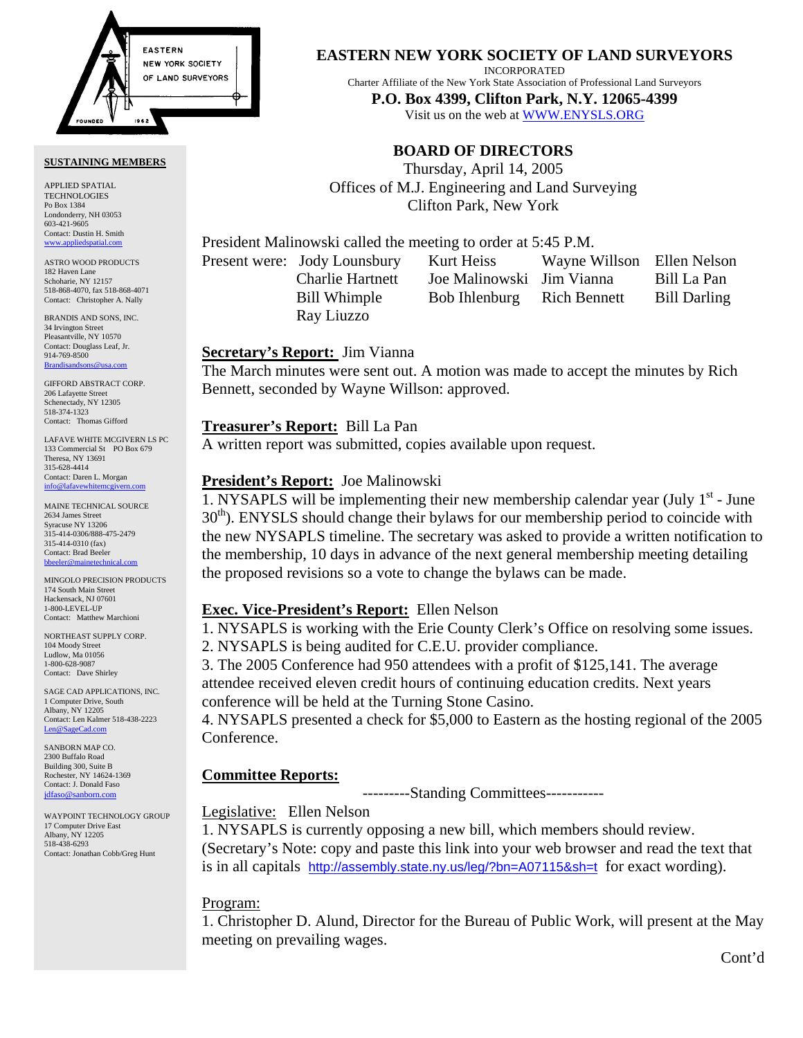# EASTERN NEW YORK SOCIETY OF LAND SURVEYORS

INCORPORATED

Charter Affiliate of the New York State Association of Professional Land Surveyors

**P.O. Box 4399, Clifton Park, N.Y. 12065-4399**

Visit us on the web at WWW.ENYSLS.ORG

EASTERN NEW YORK SOCIETY OF LAND SURVEYORS — FOUNDED 1962

**SUSTAINING MEMBERS**

APPLIED SPATIAL TECHNOLOGIES
Po Box 1384
Londonderry, NH 03053
603-421-9605
Contact: Dustin H. Smith
www.appliedspatial.com

ASTRO WOOD PRODUCTS
182 Haven Lane
Schoharie, NY 12157
518-868-4070, fax 518-868-4071
Contact: Christopher A. Nally

BRANDIS AND SONS, INC.
34 Irvington Street
Pleasantville, NY 10570
Contact: Douglass Leaf, Jr.
914-769-8500
Brandisandsons@usa.com

GIFFORD ABSTRACT CORP.
206 Lafayette Street
Schenectady, NY 12305
518-374-1323
Contact: Thomas Gifford

LAFAVE WHITE MCGIVERN LS PC
133 Commercial St PO Box 679
Theresa, NY 13691
315-628-4414
Contact: Daren L. Morgan
info@lafavewhitemcgivern.com

MAINE TECHNICAL SOURCE
2634 James Street
Syracuse NY 13206
315-414-0306/888-475-2479
315-414-0310 (fax)
Contact: Brad Beeler
bbeeler@mainetechnical.com

MINGOLO PRECISION PRODUCTS
174 South Main Street
Hackensack, NJ 07601
1-800-LEVEL-UP
Contact: Matthew Marchioni

NORTHEAST SUPPLY CORP.
104 Moody Street
Ludlow, Ma 01056
1-800-628-9087
Contact: Dave Shirley

SAGE CAD APPLICATIONS, INC.
1 Computer Drive, South
Albany, NY 12205
Contact: Len Kalmer 518-438-2223
Len@SageCad.com

SANBORN MAP CO.
2300 Buffalo Road
Building 300, Suite B
Rochester, NY 14624-1369
Contact: J. Donald Faso
jdfaso@sanborn.com

WAYPOINT TECHNOLOGY GROUP
17 Computer Drive East
Albany, NY 12205
518-438-6293
Contact: Jonathan Cobb/Greg Hunt

## BOARD OF DIRECTORS

Thursday, April 14, 2005
Offices of M.J. Engineering and Land Surveying
Clifton Park, New York

President Malinowski called the meeting to order at 5:45 P.M.

Present were: Jody Lounsbury, Kurt Heiss, Wayne Willson, Ellen Nelson, Charlie Hartnett, Joe Malinowski, Jim Vianna, Bill La Pan, Bill Whimple, Bob Ihlenburg, Rich Bennett, Bill Darling, Ray Liuzzo

**Secretary's Report:** Jim Vianna
The March minutes were sent out. A motion was made to accept the minutes by Rich Bennett, seconded by Wayne Willson: approved.

**Treasurer's Report:** Bill La Pan
A written report was submitted, copies available upon request.

**President's Report:** Joe Malinowski
1. NYSAPLS will be implementing their new membership calendar year (July 1st - June 30th). ENYSLS should change their bylaws for our membership period to coincide with the new NYSAPLS timeline. The secretary was asked to provide a written notification to the membership, 10 days in advance of the next general membership meeting detailing the proposed revisions so a vote to change the bylaws can be made.

**Exec. Vice-President's Report:** Ellen Nelson
1. NYSAPLS is working with the Erie County Clerk's Office on resolving some issues.
2. NYSAPLS is being audited for C.E.U. provider compliance.
3. The 2005 Conference had 950 attendees with a profit of $125,141. The average attendee received eleven credit hours of continuing education credits. Next years conference will be held at the Turning Stone Casino.
4. NYSAPLS presented a check for $5,000 to Eastern as the hosting regional of the 2005 Conference.

**Committee Reports:**

---------Standing Committees-----------

Legislative: Ellen Nelson
1. NYSAPLS is currently opposing a new bill, which members should review. (Secretary's Note: copy and paste this link into your web browser and read the text that is in all capitals http://assembly.state.ny.us/leg/?bn=A07115&sh=t for exact wording).

Program:
1. Christopher D. Alund, Director for the Bureau of Public Work, will present at the May meeting on prevailing wages.

Cont'd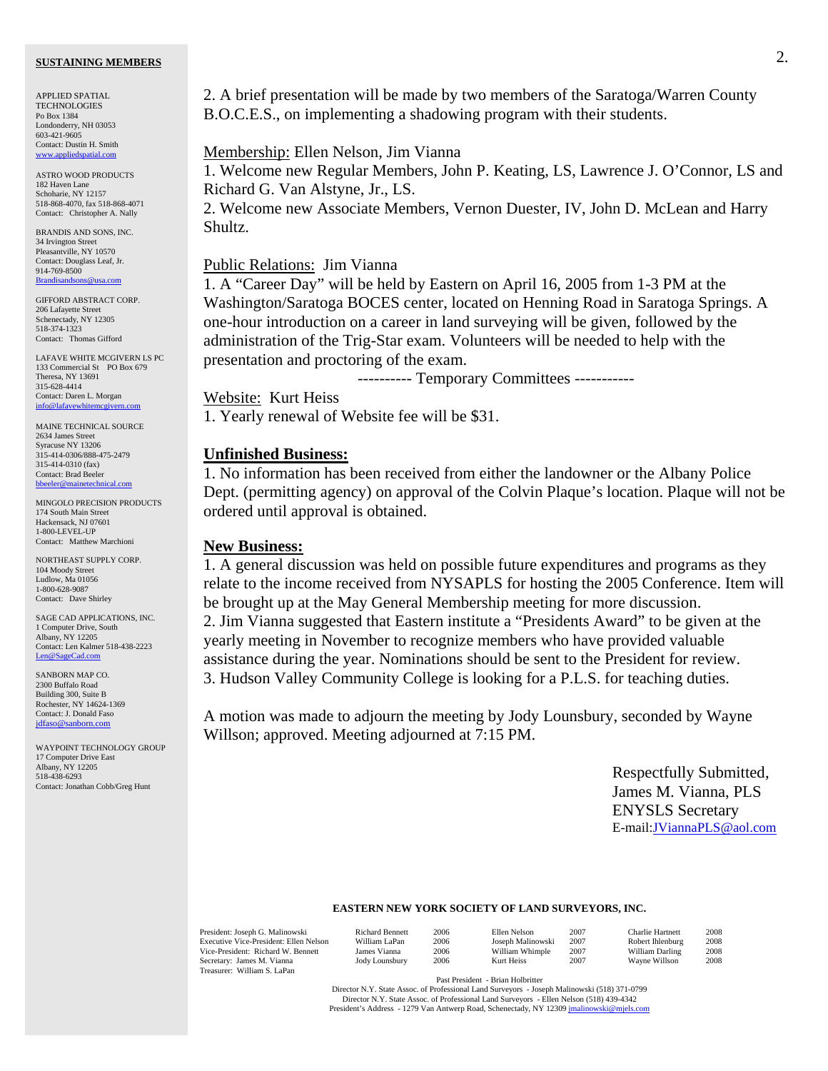## SUSTAINING MEMBERS

APPLIED SPATIAL TECHNOLOGIES
Po Box 1384
Londonderry, NH 03053
603-421-9605
Contact: Dustin H. Smith
www.appliedspatial.com

ASTRO WOOD PRODUCTS
182 Haven Lane
Schoharie, NY 12157
518-868-4070, fax 518-868-4071
Contact: Christopher A. Nally

BRANDIS AND SONS, INC.
34 Irvington Street
Pleasantville, NY 10570
Contact: Douglass Leaf, Jr.
914-769-8500
Brandisandsons@usa.com

GIFFORD ABSTRACT CORP.
206 Lafayette Street
Schenectady, NY 12305
518-374-1323
Contact: Thomas Gifford

LAFAVE WHITE MCGIVERN LS PC
133 Commercial St PO Box 679
Theresa, NY 13691
315-628-4414
Contact: Daren L. Morgan
info@lafavewhitemcgivern.com

MAINE TECHNICAL SOURCE
2634 James Street
Syracuse NY 13206
315-414-0306/888-475-2479
315-414-0310 (fax)
Contact: Brad Beeler
bbeeler@mainetechnical.com

MINGOLO PRECISION PRODUCTS
174 South Main Street
Hackensack, NJ 07601
1-800-LEVEL-UP
Contact: Matthew Marchioni

NORTHEAST SUPPLY CORP.
104 Moody Street
Ludlow, Ma 01056
1-800-628-9087
Contact: Dave Shirley

SAGE CAD APPLICATIONS, INC.
1 Computer Drive, South
Albany, NY 12205
Contact: Len Kalmer 518-438-2223
Len@SageCad.com

SANBORN MAP CO.
2300 Buffalo Road
Building 300, Suite B
Rochester, NY 14624-1369
Contact: J. Donald Faso
jdfaso@sanborn.com

WAYPOINT TECHNOLOGY GROUP
17 Computer Drive East
Albany, NY 12205
518-438-6293
Contact: Jonathan Cobb/Greg Hunt

2. A brief presentation will be made by two members of the Saratoga/Warren County B.O.C.E.S., on implementing a shadowing program with their students.

Membership: Ellen Nelson, Jim Vianna
1. Welcome new Regular Members, John P. Keating, LS, Lawrence J. O'Connor, LS and Richard G. Van Alstyne, Jr., LS.
2. Welcome new Associate Members, Vernon Duester, IV, John D. McLean and Harry Shultz.

Public Relations: Jim Vianna
1. A "Career Day" will be held by Eastern on April 16, 2005 from 1-3 PM at the Washington/Saratoga BOCES center, located on Henning Road in Saratoga Springs. A one-hour introduction on a career in land surveying will be given, followed by the administration of the Trig-Star exam. Volunteers will be needed to help with the presentation and proctoring of the exam.

---------- Temporary Committees -----------

Website: Kurt Heiss
1. Yearly renewal of Website fee will be $31.

**Unfinished Business:**
1. No information has been received from either the landowner or the Albany Police Dept. (permitting agency) on approval of the Colvin Plaque's location. Plaque will not be ordered until approval is obtained.

**New Business:**
1. A general discussion was held on possible future expenditures and programs as they relate to the income received from NYSAPLS for hosting the 2005 Conference. Item will be brought up at the May General Membership meeting for more discussion.
2. Jim Vianna suggested that Eastern institute a "Presidents Award" to be given at the yearly meeting in November to recognize members who have provided valuable assistance during the year. Nominations should be sent to the President for review.
3. Hudson Valley Community College is looking for a P.L.S. for teaching duties.

A motion was made to adjourn the meeting by Jody Lounsbury, seconded by Wayne Willson; approved. Meeting adjourned at 7:15 PM.

Respectfully Submitted,
James M. Vianna, PLS
ENYSLS Secretary
E-mail:JViannaPLS@aol.com

**EASTERN NEW YORK SOCIETY OF LAND SURVEYORS, INC.**

| | | | | | | | |
|---|---|---|---|---|---|---|---|
| President: Joseph G. Malinowski | Richard Bennett | 2006 | Ellen Nelson | 2007 | Charlie Hartnett | 2008 |
| Executive Vice-President: Ellen Nelson | William LaPan | 2006 | Joseph Malinowski | 2007 | Robert Ihlenburg | 2008 |
| Vice-President: Richard W. Bennett | James Vianna | 2006 | William Whimple | 2007 | William Darling | 2008 |
| Secretary: James M. Vianna | Jody Lounsbury | 2006 | Kurt Heiss | 2007 | Wayne Willson | 2008 |
| Treasurer: William S. LaPan | | | | | | |

Past President - Brian Holbritter
Director N.Y. State Assoc. of Professional Land Surveyors - Joseph Malinowski (518) 371-0799
Director N.Y. State Assoc. of Professional Land Surveyors - Ellen Nelson (518) 439-4342
President's Address - 1279 Van Antwerp Road, Schenectady, NY 12309 jmalinowski@mjels.com